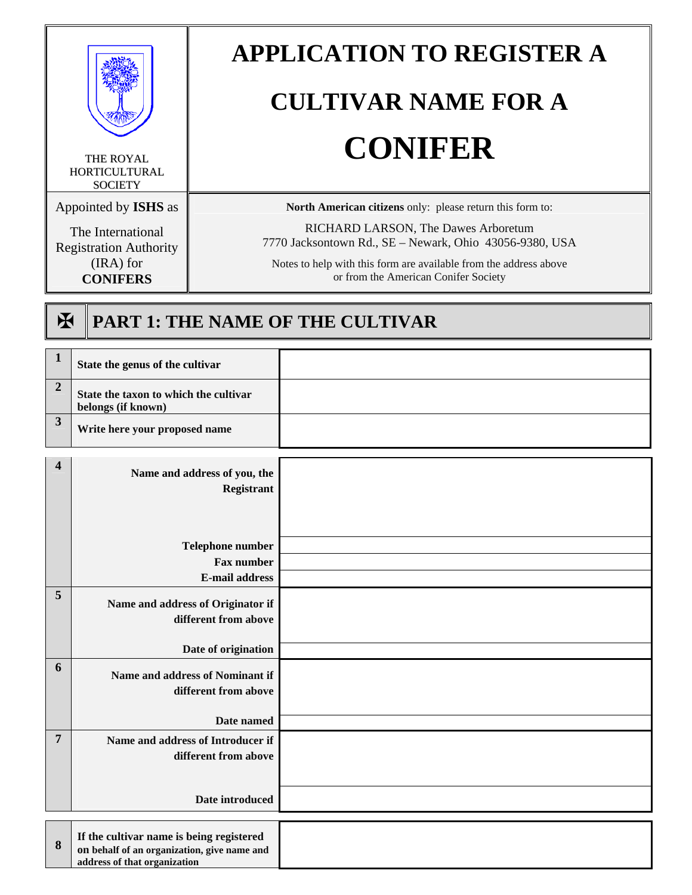THE ROYAL HORTICULTURAL SOCIETY

# APPLICATION TO REGISTER A CULTIVAR NAME FOR A CONIFER

Appointed by **ISHS** as

The International Registration Authority (IRA) for **CONIFERS**

**North American citizens** only: please return this form to:

RICHARD LARSON, The Dawes Arboretum
7770 Jacksontown Rd., SE – Newark, Ohio 43056-9380, USA

Notes to help with this form are available from the address above or from the American Conifer Society

## ✠ PART 1: THE NAME OF THE CULTIVAR

| | | |
|---|---|---|
| **1** | **State the genus of the cultivar** | |
| **2** | **State the taxon to which the cultivar belongs (if known)** | |
| **3** | **Write here your proposed name** | |

| | | |
|---|---|---|
| **4** | **Name and address of you, the Registrant** | |
| | **Telephone number** | |
| | **Fax number** | |
| | **E-mail address** | |
| **5** | **Name and address of Originator if different from above** | |
| | **Date of origination** | |
| **6** | **Name and address of Nominant if different from above** | |
| | **Date named** | |
| **7** | **Name and address of Introducer if different from above** | |
| | **Date introduced** | |

| | | |
|---|---|---|
| **8** | **If the cultivar name is being registered on behalf of an organization, give name and address of that organization** | |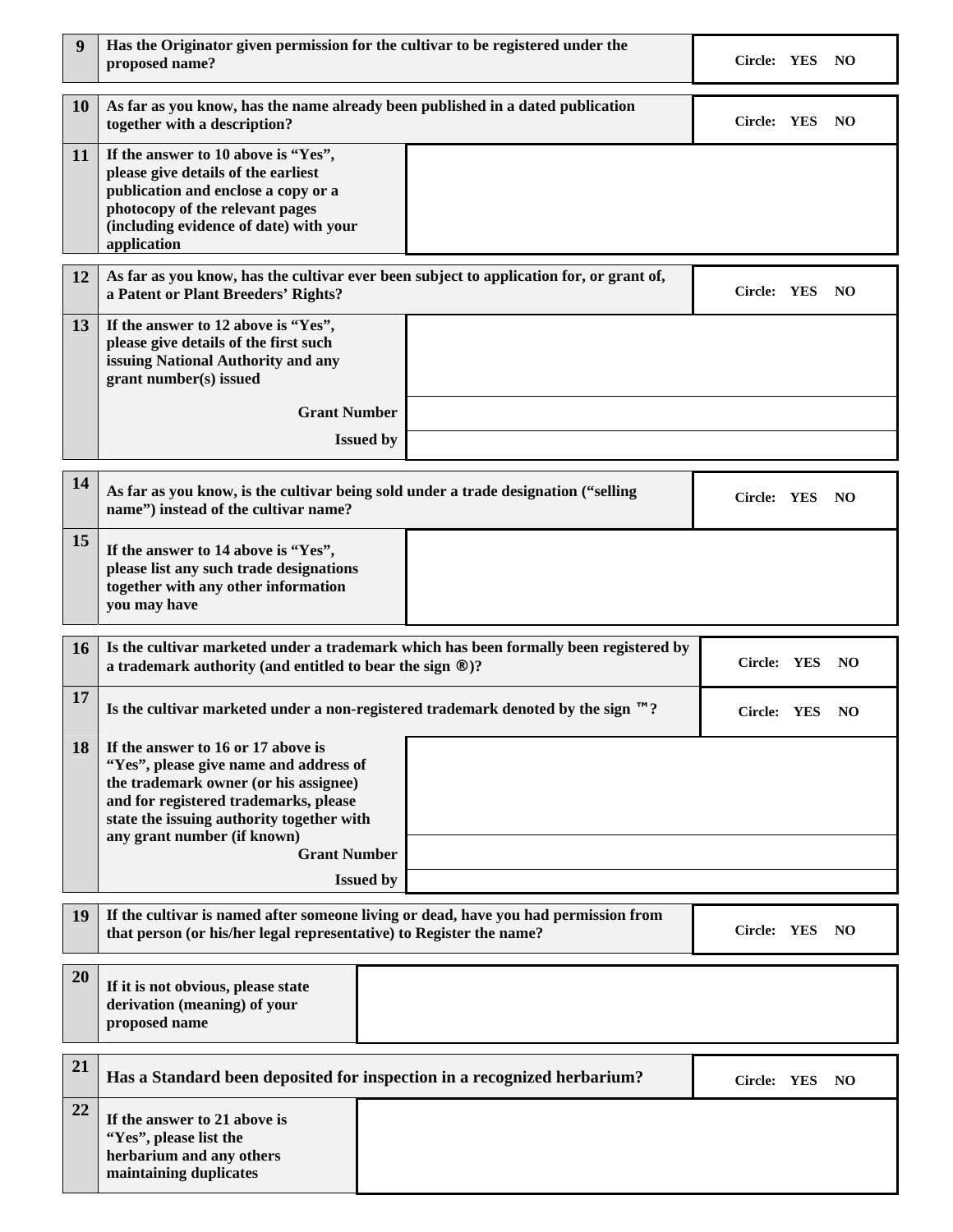| 9 | Has the Originator given permission for the cultivar to be registered under the proposed name? | Circle: YES NO |
|---|---|---|

| 10 | As far as you know, has the name already been published in a dated publication together with a description? | Circle: YES NO |
|---|---|---|
| 11 | If the answer to 10 above is "Yes", please give details of the earliest publication and enclose a copy or a photocopy of the relevant pages (including evidence of date) with your application | |

| 12 | As far as you know, has the cultivar ever been subject to application for, or grant of, a Patent or Plant Breeders' Rights? | Circle: YES NO |
|---|---|---|
| 13 | If the answer to 12 above is "Yes", please give details of the first such issuing National Authority and any grant number(s) issued | |
| | Grant Number | |
| | Issued by | |

| 14 | As far as you know, is the cultivar being sold under a trade designation ("selling name") instead of the cultivar name? | Circle: YES NO |
|---|---|---|
| 15 | If the answer to 14 above is "Yes", please list any such trade designations together with any other information you may have | |

| 16 | Is the cultivar marketed under a trademark which has been formally been registered by a trademark authority (and entitled to bear the sign ®)? | Circle: YES NO |
|---|---|---|
| 17 | Is the cultivar marketed under a non-registered trademark denoted by the sign ™? | Circle: YES NO |
| 18 | If the answer to 16 or 17 above is "Yes", please give name and address of the trademark owner (or his assignee) and for registered trademarks, please state the issuing authority together with any grant number (if known) | |
| | Grant Number | |
| | Issued by | |

| 19 | If the cultivar is named after someone living or dead, have you had permission from that person (or his/her legal representative) to Register the name? | Circle: YES NO |
|---|---|---|

| 20 | If it is not obvious, please state derivation (meaning) of your proposed name | |
|---|---|---|

| 21 | Has a Standard been deposited for inspection in a recognized herbarium? | Circle: YES NO |
|---|---|---|
| 22 | If the answer to 21 above is "Yes", please list the herbarium and any others maintaining duplicates | |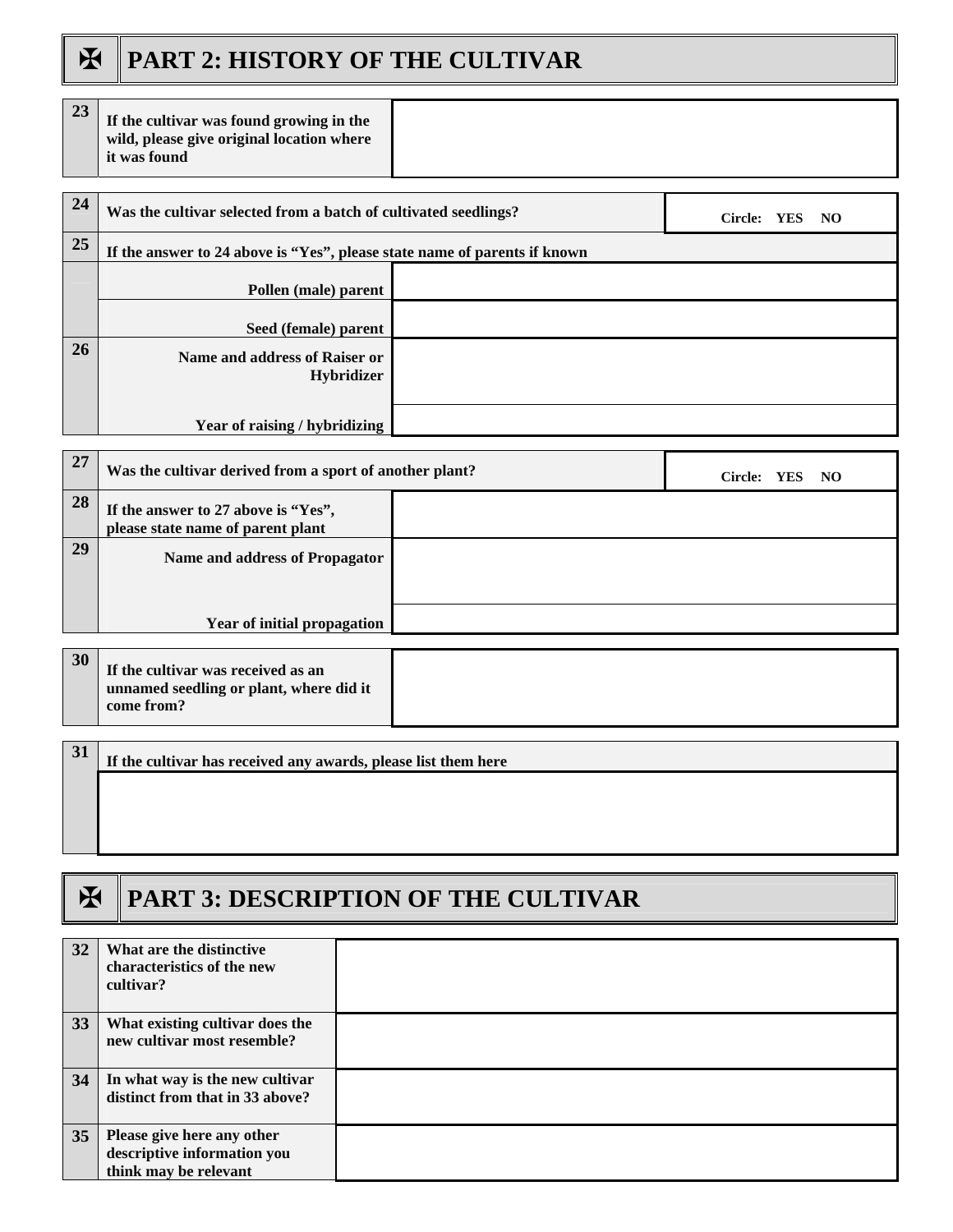## ✠ PART 2: HISTORY OF THE CULTIVAR

| | | |
|---|---|---|
| **23** | **If the cultivar was found growing in the wild, please give original location where it was found** | |

| | | |
|---|---|---|
| **24** | **Was the cultivar selected from a batch of cultivated seedlings?** | **Circle: YES NO** |
| **25** | **If the answer to 24 above is "Yes", please state name of parents if known** | |
| | **Pollen (male) parent** | |
| | **Seed (female) parent** | |
| **26** | **Name and address of Raiser or Hybridizer** | |
| | **Year of raising / hybridizing** | |

| | | |
|---|---|---|
| **27** | **Was the cultivar derived from a sport of another plant?** | **Circle: YES NO** |
| **28** | **If the answer to 27 above is "Yes", please state name of parent plant** | |
| **29** | **Name and address of Propagator** | |
| | **Year of initial propagation** | |

| | | |
|---|---|---|
| **30** | **If the cultivar was received as an unnamed seedling or plant, where did it come from?** | |

| | |
|---|---|
| **31** | **If the cultivar has received any awards, please list them here** |
| | |

## ✠ PART 3: DESCRIPTION OF THE CULTIVAR

| | | |
|---|---|---|
| **32** | **What are the distinctive characteristics of the new cultivar?** | |
| **33** | **What existing cultivar does the new cultivar most resemble?** | |
| **34** | **In what way is the new cultivar distinct from that in 33 above?** | |
| **35** | **Please give here any other descriptive information you think may be relevant** | |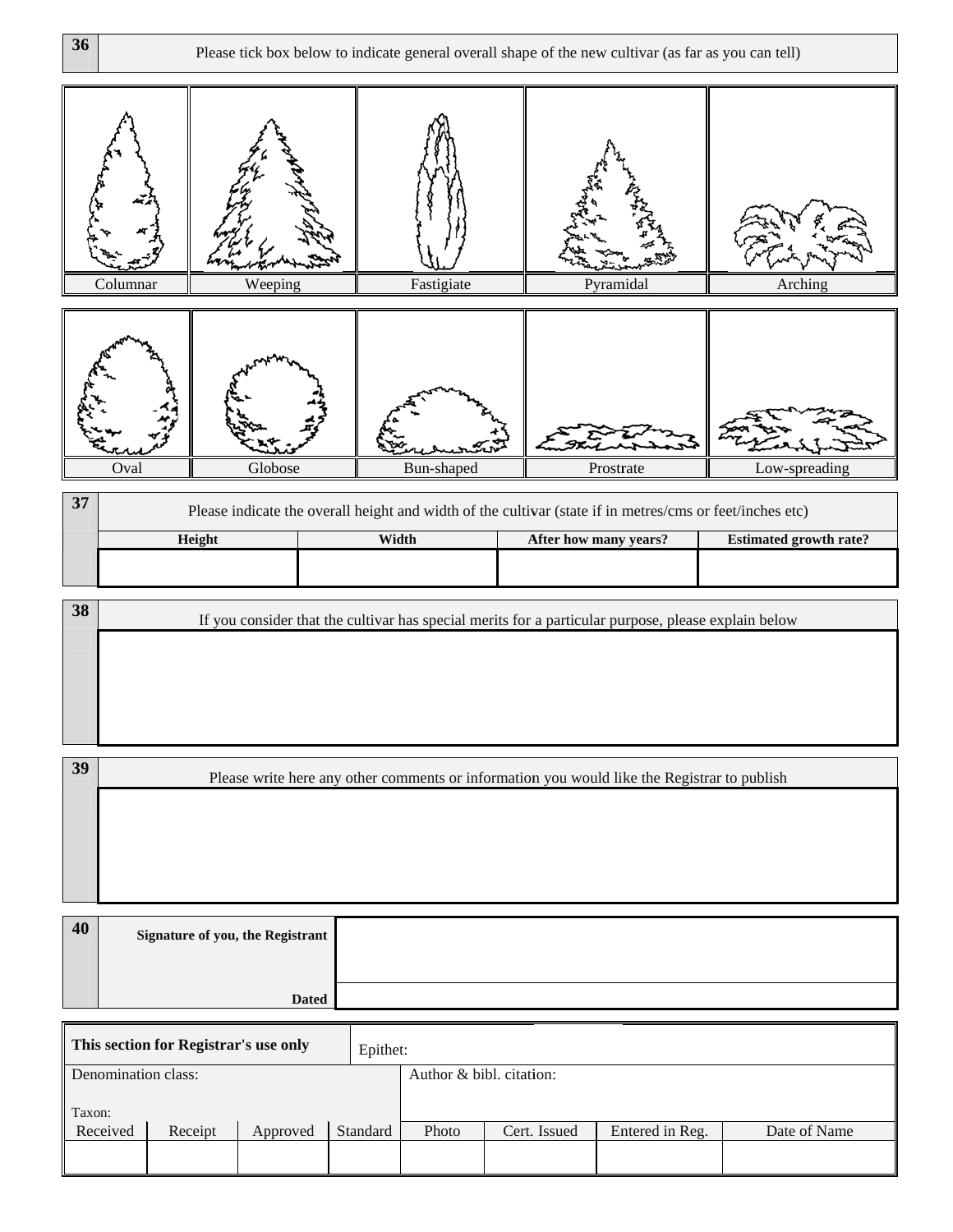**36** Please tick box below to indicate general overall shape of the new cultivar (as far as you can tell)

| | | | | |
|---|---|---|---|---|
| Columnar | Weeping | Fastigiate | Pyramidal | Arching |
| Oval | Globose | Bun-shaped | Prostrate | Low-spreading |

**37** Please indicate the overall height and width of the cultivar (state if in metres/cms or feet/inches etc)

| Height | Width | After how many years? | Estimated growth rate? |
|---|---|---|---|
| | | | |

**38** If you consider that the cultivar has special merits for a particular purpose, please explain below

**39** Please write here any other comments or information you would like the Registrar to publish

**40** **Signature of you, the Registrant**

**Dated**

| **This section for Registrar's use only** | | | | Epithet: | | | |
|---|---|---|---|---|---|---|---|
| Denomination class: Taxon: | | | | Author & bibl. citation: | | | |
| Received | Receipt | Approved | Standard | Photo | Cert. Issued | Entered in Reg. | Date of Name |
| | | | | | | | |